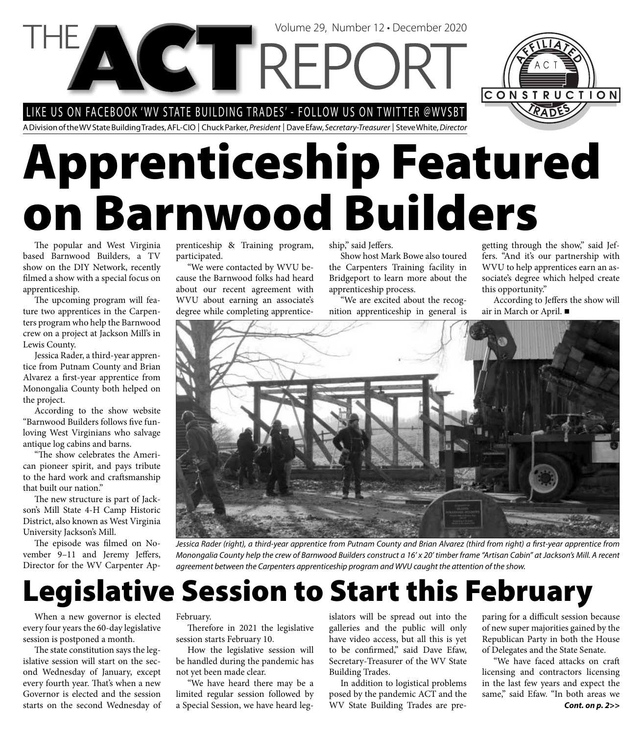# THE ACT REPORT

Volume 29, Number 12 • December 2020

LIKE US ON FACEBOOK 'WV STATE BUILDING TRADES' - FOLLOW US ON TWITTER @WVSBT

A Division of the WV State Building Trades, AFL-CIO | Chuck Parker, *President* | Dave Efaw, *Secretary-Treasurer* | Steve White, *Director*

# Apprenticeship Featured on Barnwood Builders

The popular and West Virginia based Barnwood Builders, a TV show on the DIY Network, recently filmed a show with a special focus on apprenticeship.

The upcoming program will feature two apprentices in the Carpenters program who help the Barnwood crew on a project at Jackson Mill's in Lewis County.

Jessica Rader, a third-year apprentice from Putnam County and Brian Alvarez a first-year apprentice from Monongalia County both helped on the project.

According to the show website "Barnwood Builders follows five fun-loving West Virginians who salvage antique log cabins and barns.

"The show celebrates the American pioneer spirit, and pays tribute to the hard work and craftsmanship that built our nation."

The new structure is part of Jackson's Mill State 4-H Camp Historic District, also known as West Virginia University Jackson's Mill.

The episode was filmed on November 9–11 and Jeremy Jeffers, Director for the WV Carpenter Apprenticeship & Training program, participated.

"We were contacted by WVU because the Barnwood folks had heard about our recent agreement with WVU about earning an associate's degree while completing apprenticeship," said Jeffers.

Show host Mark Bowe also toured the Carpenters Training facility in Bridgeport to learn more about the apprenticeship process.

"We are excited about the recognition apprenticeship in general is getting through the show," said Jeffers. "And it's our partnership with WVU to help apprentices earn an associate's degree which helped create this opportunity."

According to Jeffers the show will air in March or April. ■

*Jessica Rader (right), a third-year apprentice from Putnam County and Brian Alvarez (third from right) a first-year apprentice from Monongalia County help the crew of Barnwood Builders construct a 16' x 20' timber frame "Artisan Cabin" at Jackson's Mill. A recent agreement between the Carpenters apprenticeship program and WVU caught the attention of the show.*

# Legislative Session to Start this February

When a new governor is elected every four years the 60-day legislative session is postponed a month.

The state constitution says the legislative session will start on the second Wednesday of January, except every fourth year. That's when a new Governor is elected and the session starts on the second Wednesday of February.

Therefore in 2021 the legislative session starts February 10.

How the legislative session will be handled during the pandemic has not yet been made clear.

"We have heard there may be a limited regular session followed by a Special Session, we have heard legislators will be spread out into the galleries and the public will only have video access, but all this is yet to be confirmed," said Dave Efaw, Secretary-Treasurer of the WV State Building Trades.

In addition to logistical problems posed by the pandemic ACT and the WV State Building Trades are preparing for a difficult session because of new super majorities gained by the Republican Party in both the House of Delegates and the State Senate.

"We have faced attacks on craft licensing and contractors licensing in the last few years and expect the same," said Efaw. "In both areas we

***Cont. on p. 2>>***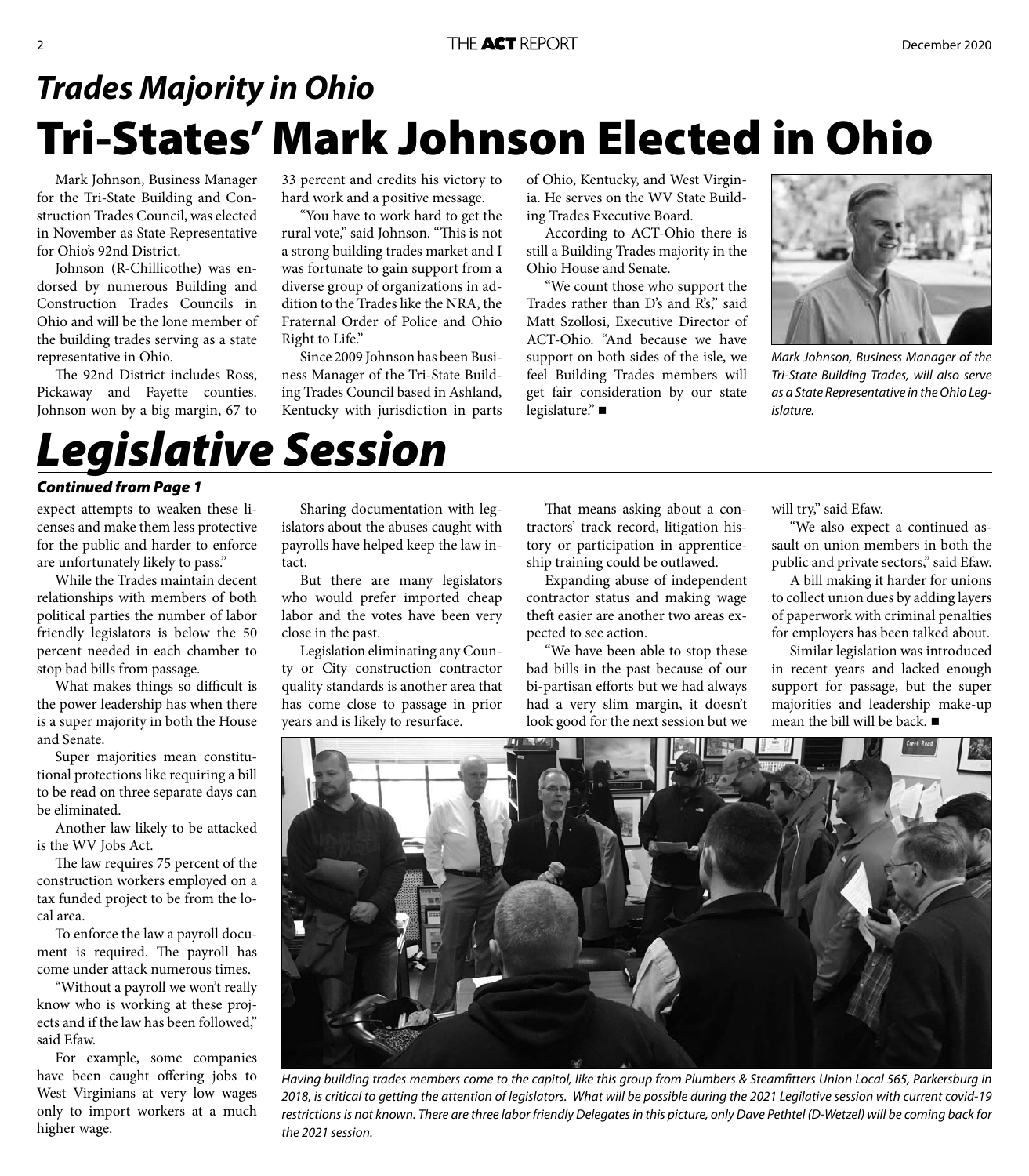## *Trades Majority in Ohio*

# Tri-States' Mark Johnson Elected in Ohio

Mark Johnson, Business Manager for the Tri-State Building and Construction Trades Council, was elected in November as State Representative for Ohio's 92nd District.

Johnson (R-Chillicothe) was endorsed by numerous Building and Construction Trades Councils in Ohio and will be the lone member of the building trades serving as a state representative in Ohio.

The 92nd District includes Ross, Pickaway and Fayette counties. Johnson won by a big margin, 67 to 33 percent and credits his victory to hard work and a positive message.

"You have to work hard to get the rural vote," said Johnson. "This is not a strong building trades market and I was fortunate to gain support from a diverse group of organizations in addition to the Trades like the NRA, the Fraternal Order of Police and Ohio Right to Life."

Since 2009 Johnson has been Business Manager of the Tri-State Building Trades Council based in Ashland, Kentucky with jurisdiction in parts of Ohio, Kentucky, and West Virginia. He serves on the WV State Building Trades Executive Board.

According to ACT-Ohio there is still a Building Trades majority in the Ohio House and Senate.

"We count those who support the Trades rather than D's and R's," said Matt Szollosi, Executive Director of ACT-Ohio. "And because we have support on both sides of the isle, we feel Building Trades members will get fair consideration by our state legislature." ■

*Mark Johnson, Business Manager of the Tri-State Building Trades, will also serve as a State Representative in the Ohio Legislature.*

# *Legislative Session*

***Continued from Page 1***

expect attempts to weaken these licenses and make them less protective for the public and harder to enforce are unfortunately likely to pass."

While the Trades maintain decent relationships with members of both political parties the number of labor friendly legislators is below the 50 percent needed in each chamber to stop bad bills from passage.

What makes things so difficult is the power leadership has when there is a super majority in both the House and Senate.

Super majorities mean constitutional protections like requiring a bill to be read on three separate days can be eliminated.

Another law likely to be attacked is the WV Jobs Act.

The law requires 75 percent of the construction workers employed on a tax funded project to be from the local area.

To enforce the law a payroll document is required. The payroll has come under attack numerous times.

"Without a payroll we won't really know who is working at these projects and if the law has been followed," said Efaw.

For example, some companies have been caught offering jobs to West Virginians at very low wages only to import workers at a much higher wage.

Sharing documentation with legislators about the abuses caught with payrolls have helped keep the law intact.

But there are many legislators who would prefer imported cheap labor and the votes have been very close in the past.

Legislation eliminating any County or City construction contractor quality standards is another area that has come close to passage in prior years and is likely to resurface.

That means asking about a contractors' track record, litigation history or participation in apprenticeship training could be outlawed.

Expanding abuse of independent contractor status and making wage theft easier are another two areas expected to see action.

"We have been able to stop these bad bills in the past because of our bi-partisan efforts but we had always had a very slim margin, it doesn't look good for the next session but we will try," said Efaw.

"We also expect a continued assault on union members in both the public and private sectors," said Efaw.

A bill making it harder for unions to collect union dues by adding layers of paperwork with criminal penalties for employers has been talked about.

Similar legislation was introduced in recent years and lacked enough support for passage, but the super majorities and leadership make-up mean the bill will be back. ■

*Having building trades members come to the capitol, like this group from Plumbers & Steamfitters Union Local 565, Parkersburg in 2018, is critical to getting the attention of legislators. What will be possible during the 2021 Legilative session with current covid-19 restrictions is not known. There are three labor friendly Delegates in this picture, only Dave Pethtel (D-Wetzel) will be coming back for the 2021 session.*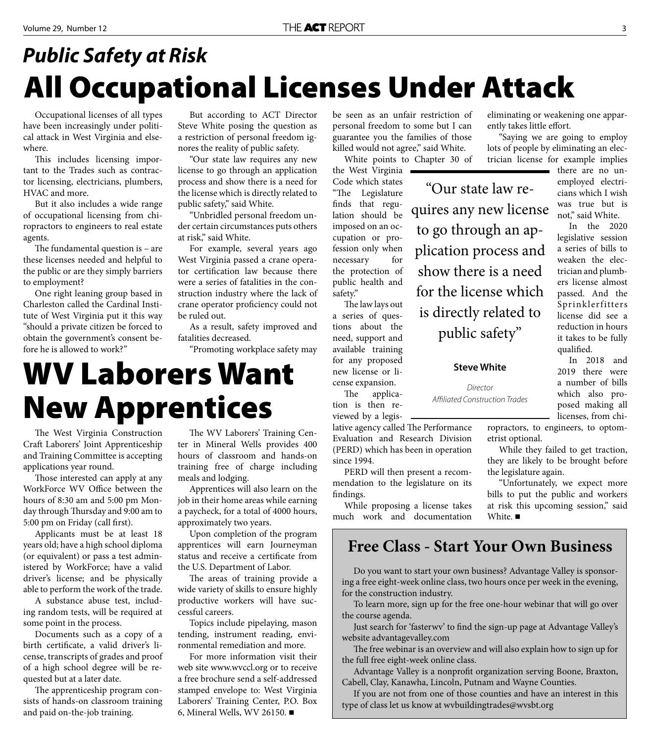## *Public Safety at Risk*

# All Occupational Licenses Under Attack

Occupational licenses of all types have been increasingly under political attack in West Virginia and elsewhere.

This includes licensing important to the Trades such as contractor licensing, electricians, plumbers, HVAC and more.

But it also includes a wide range of occupational licensing from chiropractors to engineers to real estate agents.

The fundamental question is – are these licenses needed and helpful to the public or are they simply barriers to employment?

One right leaning group based in Charleston called the Cardinal Institute of West Virginia put it this way "should a private citizen be forced to obtain the government's consent before he is allowed to work?"

But according to ACT Director Steve White posing the question as a restriction of personal freedom ignores the reality of public safety.

"Our state law requires any new license to go through an application process and show there is a need for the license which is directly related to public safety," said White.

"Unbridled personal freedom under certain circumstances puts others at risk," said White.

For example, several years ago West Virginia passed a crane operator certification law because there were a series of fatalities in the construction industry where the lack of crane operator proficiency could not be ruled out.

As a result, safety improved and fatalities decreased.

"Promoting workplace safety may be seen as an unfair restriction of personal freedom to some but I can guarantee you the families of those killed would not agree," said White.

White points to Chapter 30 of the West Virginia Code which states "The Legislature finds that regulation should be imposed on an occupation or profession only when necessary for the protection of public health and safety."

The law lays out a series of questions about the need, support and available training for any proposed new license or license expansion.

The application is then reviewed by a legislative agency called The Performance Evaluation and Research Division (PERD) which has been in operation since 1994.

PERD will then present a recommendation to the legislature on its findings.

While proposing a license takes much work and documentation eliminating or weakening one apparently takes little effort.

"Saying we are going to employ lots of people by eliminating an electrician license for example implies there are no unemployed electricians which I wish was true but is not," said White.

In the 2020 legislative session a series of bills to weaken the electrician and plumbers license almost passed. And the Sprinklerfitters license did see a reduction in hours it takes to be fully qualified.

In 2018 and 2019 there were a number of bills which also proposed making all licenses, from chiropractors, to engineers, to optometrist optional.

While they failed to get traction, they are likely to be brought before the legislature again.

"Unfortunately, we expect more bills to put the public and workers at risk this upcoming session," said White. ■

> "Our state law requires any new license to go through an application process and show there is a need for the license which is directly related to public safety"
>
> **Steve White**
>
> *Director*
> *Affiliated Construction Trades*

# WV Laborers Want New Apprentices

The West Virginia Construction Craft Laborers' Joint Apprenticeship and Training Committee is accepting applications year round.

Those interested can apply at any WorkForce WV Office between the hours of 8:30 am and 5:00 pm Monday through Thursday and 9:00 am to 5:00 pm on Friday (call first).

Applicants must be at least 18 years old; have a high school diploma (or equivalent) or pass a test administered by WorkForce; have a valid driver's license; and be physically able to perform the work of the trade.

A substance abuse test, including random tests, will be required at some point in the process.

Documents such as a copy of a birth certificate, a valid driver's license, transcripts of grades and proof of a high school degree will be requested but at a later date.

The apprenticeship program consists of hands-on classroom training and paid on-the-job training.

The WV Laborers' Training Center in Mineral Wells provides 400 hours of classroom and hands-on training free of charge including meals and lodging.

Apprentices will also learn on the job in their home areas while earning a paycheck, for a total of 4000 hours, approximately two years.

Upon completion of the program apprentices will earn Journeyman status and receive a certificate from the U.S. Department of Labor.

The areas of training provide a wide variety of skills to ensure highly productive workers will have successful careers.

Topics include pipelaying, mason tending, instrument reading, environmental remediation and more.

For more information visit their web site www.wvccl.org or to receive a free brochure send a self-addressed stamped envelope to: West Virginia Laborers' Training Center, P.O. Box 6, Mineral Wells, WV 26150. ■

## Free Class - Start Your Own Business

Do you want to start your own business? Advantage Valley is sponsoring a free eight-week online class, two hours once per week in the evening, for the construction industry.

To learn more, sign up for the free one-hour webinar that will go over the course agenda.

Just search for 'fasterwv' to find the sign-up page at Advantage Valley's website advantagevalley.com

The free webinar is an overview and will also explain how to sign up for the full free eight-week online class.

Advantage Valley is a nonprofit organization serving Boone, Braxton, Cabell, Clay, Kanawha, Lincoln, Putnam and Wayne Counties.

If you are not from one of those counties and have an interest in this type of class let us know at wvbuildingtrades@wvsbt.org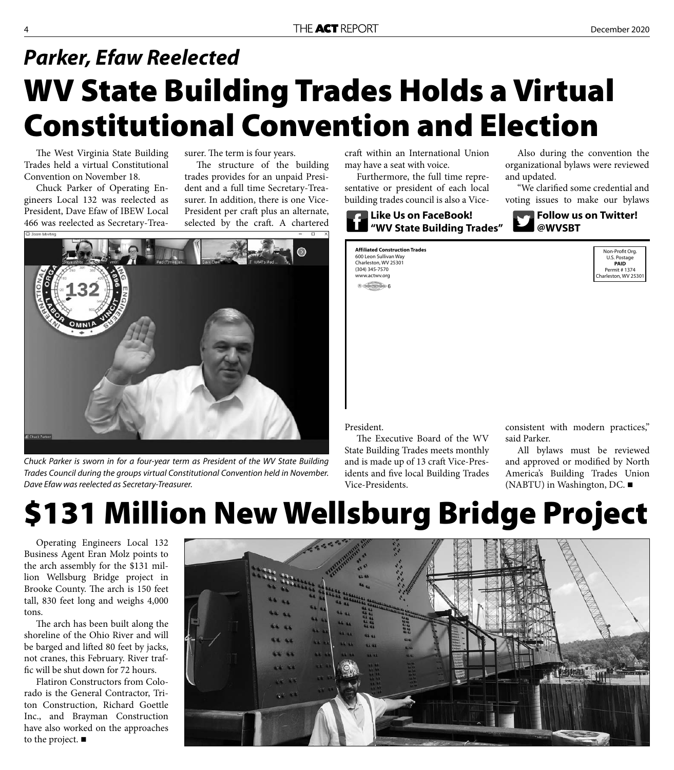## *Parker, Efaw Reelected*

# WV State Building Trades Holds a Virtual Constitutional Convention and Election

The West Virginia State Building Trades held a virtual Constitutional Convention on November 18.

Chuck Parker of Operating Engineers Local 132 was reelected as President, Dave Efaw of IBEW Local 466 was reelected as Secretary-Treasurer. The term is four years.

The structure of the building trades provides for an unpaid President and a full time Secretary-Treasurer. In addition, there is one Vice-President per craft plus an alternate, selected by the craft. A chartered craft within an International Union may have a seat with voice.

Furthermore, the full time representative or president of each local building trades council is also a Vice-President.

The Executive Board of the WV State Building Trades meets monthly and is made up of 13 craft Vice-Presidents and five local Building Trades Vice-Presidents.

Also during the convention the organizational bylaws were reviewed and updated.

"We clarified some credential and voting issues to make our bylaws consistent with modern practices," said Parker.

All bylaws must be reviewed and approved or modified by North America's Building Trades Union (NABTU) in Washington, DC. ■

*Chuck Parker is sworn in for a four-year term as President of the WV State Building Trades Council during the groups virtual Constitutional Convention held in November. Dave Efaw was reelected as Secretary-Treasurer.*

**Like Us on FaceBook! "WV State Building Trades"**

**Follow us on Twitter! @WVSBT**

**Affiliated Construction Trades**
600 Leon Sullivan Way
Charleston, WV 25301
(304) 345-7570
www.actwv.org

Non-Profit Org.
U.S. Postage
**PAID**
Permit # 1374
Charleston, WV 25301

# $131 Million New Wellsburg Bridge Project

Operating Engineers Local 132 Business Agent Eran Molz points to the arch assembly for the $131 million Wellsburg Bridge project in Brooke County. The arch is 150 feet tall, 830 feet long and weighs 4,000 tons.

The arch has been built along the shoreline of the Ohio River and will be barged and lifted 80 feet by jacks, not cranes, this February. River traffic will be shut down for 72 hours.

Flatiron Constructors from Colorado is the General Contractor, Triton Construction, Richard Goettle Inc., and Brayman Construction have also worked on the approaches to the project. ■